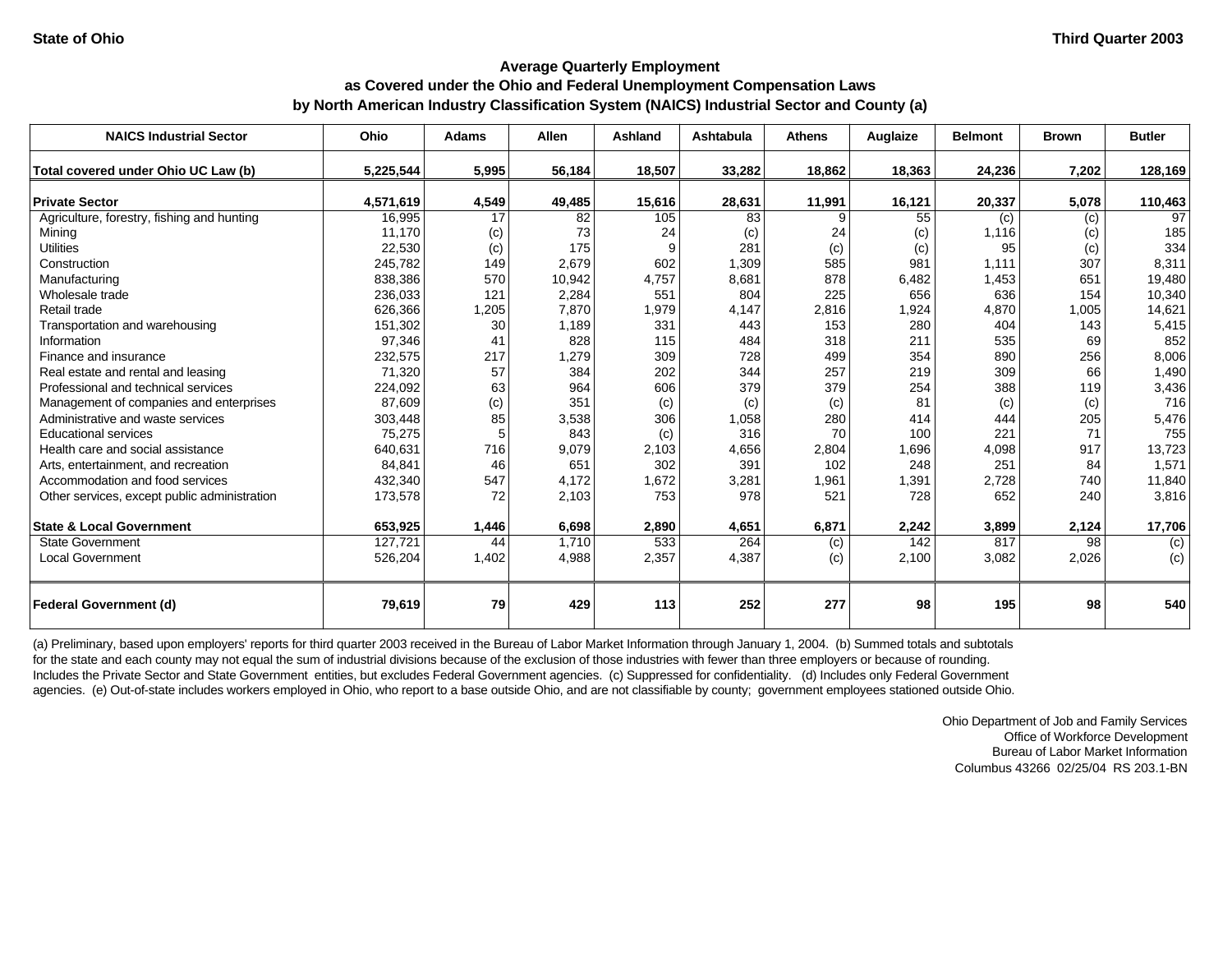State of Ohio

Third Quarter 2003

## Average Quarterly Employment as Covered under the Ohio and Federal Unemployment Compensation Laws by North American Industry Classification System (NAICS) Industrial Sector and County (a)

| NAICS Industrial Sector | Ohio | Adams | Allen | Ashland | Ashtabula | Athens | Auglaize | Belmont | Brown | Butler |
|---|---|---|---|---|---|---|---|---|---|---|
| **Total covered under Ohio UC Law (b)** | **5,225,544** | **5,995** | **56,184** | **18,507** | **33,282** | **18,862** | **18,363** | **24,236** | **7,202** | **128,169** |
| **Private Sector** | **4,571,619** | **4,549** | **49,485** | **15,616** | **28,631** | **11,991** | **16,121** | **20,337** | **5,078** | **110,463** |
| Agriculture, forestry, fishing and hunting | 16,995 | 17 | 82 | 105 | 83 | 9 | 55 | (c) | (c) | 97 |
| Mining | 11,170 | (c) | 73 | 24 | (c) | 24 | (c) | 1,116 | (c) | 185 |
| Utilities | 22,530 | (c) | 175 | 9 | 281 | (c) | (c) | 95 | (c) | 334 |
| Construction | 245,782 | 149 | 2,679 | 602 | 1,309 | 585 | 981 | 1,111 | 307 | 8,311 |
| Manufacturing | 838,386 | 570 | 10,942 | 4,757 | 8,681 | 878 | 6,482 | 1,453 | 651 | 19,480 |
| Wholesale trade | 236,033 | 121 | 2,284 | 551 | 804 | 225 | 656 | 636 | 154 | 10,340 |
| Retail trade | 626,366 | 1,205 | 7,870 | 1,979 | 4,147 | 2,816 | 1,924 | 4,870 | 1,005 | 14,621 |
| Transportation and warehousing | 151,302 | 30 | 1,189 | 331 | 443 | 153 | 280 | 404 | 143 | 5,415 |
| Information | 97,346 | 41 | 828 | 115 | 484 | 318 | 211 | 535 | 69 | 852 |
| Finance and insurance | 232,575 | 217 | 1,279 | 309 | 728 | 499 | 354 | 890 | 256 | 8,006 |
| Real estate and rental and leasing | 71,320 | 57 | 384 | 202 | 344 | 257 | 219 | 309 | 66 | 1,490 |
| Professional and technical services | 224,092 | 63 | 964 | 606 | 379 | 379 | 254 | 388 | 119 | 3,436 |
| Management of companies and enterprises | 87,609 | (c) | 351 | (c) | (c) | (c) | 81 | (c) | (c) | 716 |
| Administrative and waste services | 303,448 | 85 | 3,538 | 306 | 1,058 | 280 | 414 | 444 | 205 | 5,476 |
| Educational services | 75,275 | 5 | 843 | (c) | 316 | 70 | 100 | 221 | 71 | 755 |
| Health care and social assistance | 640,631 | 716 | 9,079 | 2,103 | 4,656 | 2,804 | 1,696 | 4,098 | 917 | 13,723 |
| Arts, entertainment, and recreation | 84,841 | 46 | 651 | 302 | 391 | 102 | 248 | 251 | 84 | 1,571 |
| Accommodation and food services | 432,340 | 547 | 4,172 | 1,672 | 3,281 | 1,961 | 1,391 | 2,728 | 740 | 11,840 |
| Other services, except public administration | 173,578 | 72 | 2,103 | 753 | 978 | 521 | 728 | 652 | 240 | 3,816 |
| **State & Local Government** | **653,925** | **1,446** | **6,698** | **2,890** | **4,651** | **6,871** | **2,242** | **3,899** | **2,124** | **17,706** |
| State Government | 127,721 | 44 | 1,710 | 533 | 264 | (c) | 142 | 817 | 98 | (c) |
| Local Government | 526,204 | 1,402 | 4,988 | 2,357 | 4,387 | (c) | 2,100 | 3,082 | 2,026 | (c) |
| **Federal Government (d)** | **79,619** | **79** | **429** | **113** | **252** | **277** | **98** | **195** | **98** | **540** |

(a) Preliminary, based upon employers' reports for third quarter 2003 received in the Bureau of Labor Market Information through January 1, 2004. (b) Summed totals and subtotals for the state and each county may not equal the sum of industrial divisions because of the exclusion of those industries with fewer than three employers or because of rounding. Includes the Private Sector and State Government entities, but excludes Federal Government agencies. (c) Suppressed for confidentiality. (d) Includes only Federal Government agencies. (e) Out-of-state includes workers employed in Ohio, who report to a base outside Ohio, and are not classifiable by county; government employees stationed outside Ohio.

Ohio Department of Job and Family Services
Office of Workforce Development
Bureau of Labor Market Information
Columbus 43266 02/25/04 RS 203.1-BN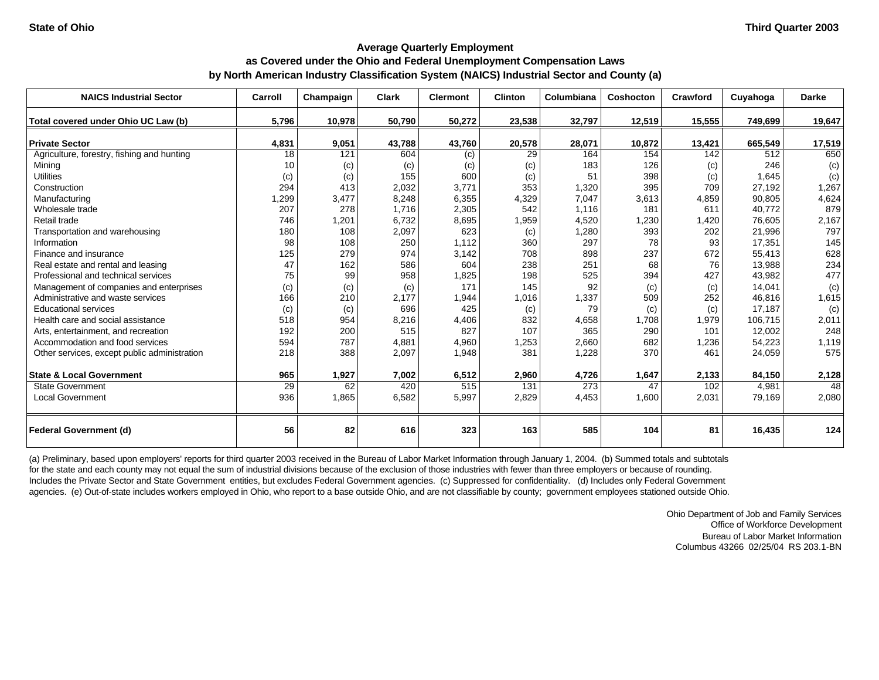State of Ohio

Third Quarter 2003

## Average Quarterly Employment
## as Covered under the Ohio and Federal Unemployment Compensation Laws
## by North American Industry Classification System (NAICS) Industrial Sector and County (a)

| NAICS Industrial Sector | Carroll | Champaign | Clark | Clermont | Clinton | Columbiana | Coshocton | Crawford | Cuyahoga | Darke |
|---|---|---|---|---|---|---|---|---|---|---|
| **Total covered under Ohio UC Law (b)** | **5,796** | **10,978** | **50,790** | **50,272** | **23,538** | **32,797** | **12,519** | **15,555** | **749,699** | **19,647** |
| **Private Sector** | **4,831** | **9,051** | **43,788** | **43,760** | **20,578** | **28,071** | **10,872** | **13,421** | **665,549** | **17,519** |
| Agriculture, forestry, fishing and hunting | 18 | 121 | 604 | (c) | 29 | 164 | 154 | 142 | 512 | 650 |
| Mining | 10 | (c) | (c) | (c) | (c) | 183 | 126 | (c) | 246 | (c) |
| Utilities | (c) | (c) | 155 | 600 | (c) | 51 | 398 | (c) | 1,645 | (c) |
| Construction | 294 | 413 | 2,032 | 3,771 | 353 | 1,320 | 395 | 709 | 27,192 | 1,267 |
| Manufacturing | 1,299 | 3,477 | 8,248 | 6,355 | 4,329 | 7,047 | 3,613 | 4,859 | 90,805 | 4,624 |
| Wholesale trade | 207 | 278 | 1,716 | 2,305 | 542 | 1,116 | 181 | 611 | 40,772 | 879 |
| Retail trade | 746 | 1,201 | 6,732 | 8,695 | 1,959 | 4,520 | 1,230 | 1,420 | 76,605 | 2,167 |
| Transportation and warehousing | 180 | 108 | 2,097 | 623 | (c) | 1,280 | 393 | 202 | 21,996 | 797 |
| Information | 98 | 108 | 250 | 1,112 | 360 | 297 | 78 | 93 | 17,351 | 145 |
| Finance and insurance | 125 | 279 | 974 | 3,142 | 708 | 898 | 237 | 672 | 55,413 | 628 |
| Real estate and rental and leasing | 47 | 162 | 586 | 604 | 238 | 251 | 68 | 76 | 13,988 | 234 |
| Professional and technical services | 75 | 99 | 958 | 1,825 | 198 | 525 | 394 | 427 | 43,982 | 477 |
| Management of companies and enterprises | (c) | (c) | (c) | 171 | 145 | 92 | (c) | (c) | 14,041 | (c) |
| Administrative and waste services | 166 | 210 | 2,177 | 1,944 | 1,016 | 1,337 | 509 | 252 | 46,816 | 1,615 |
| Educational services | (c) | (c) | 696 | 425 | (c) | 79 | (c) | (c) | 17,187 | (c) |
| Health care and social assistance | 518 | 954 | 8,216 | 4,406 | 832 | 4,658 | 1,708 | 1,979 | 106,715 | 2,011 |
| Arts, entertainment, and recreation | 192 | 200 | 515 | 827 | 107 | 365 | 290 | 101 | 12,002 | 248 |
| Accommodation and food services | 594 | 787 | 4,881 | 4,960 | 1,253 | 2,660 | 682 | 1,236 | 54,223 | 1,119 |
| Other services, except public administration | 218 | 388 | 2,097 | 1,948 | 381 | 1,228 | 370 | 461 | 24,059 | 575 |
| **State & Local Government** | **965** | **1,927** | **7,002** | **6,512** | **2,960** | **4,726** | **1,647** | **2,133** | **84,150** | **2,128** |
| State Government | 29 | 62 | 420 | 515 | 131 | 273 | 47 | 102 | 4,981 | 48 |
| Local Government | 936 | 1,865 | 6,582 | 5,997 | 2,829 | 4,453 | 1,600 | 2,031 | 79,169 | 2,080 |
| **Federal Government (d)** | **56** | **82** | **616** | **323** | **163** | **585** | **104** | **81** | **16,435** | **124** |

(a) Preliminary, based upon employers' reports for third quarter 2003 received in the Bureau of Labor Market Information through January 1, 2004. (b) Summed totals and subtotals for the state and each county may not equal the sum of industrial divisions because of the exclusion of those industries with fewer than three employers or because of rounding. Includes the Private Sector and State Government entities, but excludes Federal Government agencies. (c) Suppressed for confidentiality. (d) Includes only Federal Government agencies. (e) Out-of-state includes workers employed in Ohio, who report to a base outside Ohio, and are not classifiable by county; government employees stationed outside Ohio.

Ohio Department of Job and Family Services
Office of Workforce Development
Bureau of Labor Market Information
Columbus 43266 02/25/04 RS 203.1-BN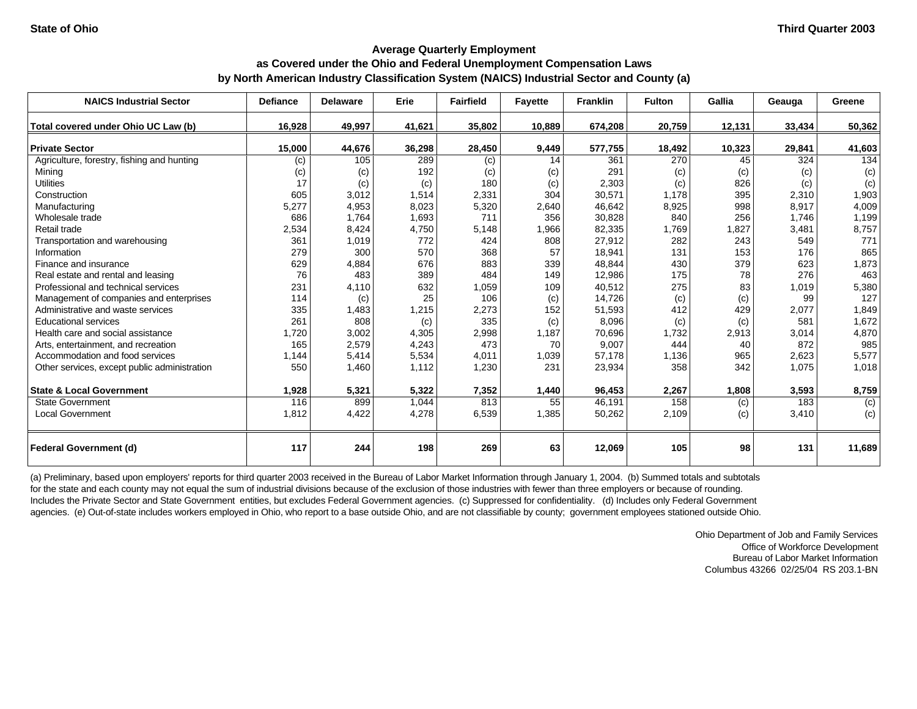State of Ohio

Third Quarter 2003

## Average Quarterly Employment as Covered under the Ohio and Federal Unemployment Compensation Laws by North American Industry Classification System (NAICS) Industrial Sector and County (a)

| NAICS Industrial Sector | Defiance | Delaware | Erie | Fairfield | Fayette | Franklin | Fulton | Gallia | Geauga | Greene |
|---|---|---|---|---|---|---|---|---|---|---|
| **Total covered under Ohio UC Law (b)** | **16,928** | **49,997** | **41,621** | **35,802** | **10,889** | **674,208** | **20,759** | **12,131** | **33,434** | **50,362** |
| **Private Sector** | **15,000** | **44,676** | **36,298** | **28,450** | **9,449** | **577,755** | **18,492** | **10,323** | **29,841** | **41,603** |
| Agriculture, forestry, fishing and hunting | (c) | 105 | 289 | (c) | 14 | 361 | 270 | 45 | 324 | 134 |
| Mining | (c) | (c) | 192 | (c) | (c) | 291 | (c) | (c) | (c) | (c) |
| Utilities | 17 | (c) | (c) | 180 | (c) | 2,303 | (c) | 826 | (c) | (c) |
| Construction | 605 | 3,012 | 1,514 | 2,331 | 304 | 30,571 | 1,178 | 395 | 2,310 | 1,903 |
| Manufacturing | 5,277 | 4,953 | 8,023 | 5,320 | 2,640 | 46,642 | 8,925 | 998 | 8,917 | 4,009 |
| Wholesale trade | 686 | 1,764 | 1,693 | 711 | 356 | 30,828 | 840 | 256 | 1,746 | 1,199 |
| Retail trade | 2,534 | 8,424 | 4,750 | 5,148 | 1,966 | 82,335 | 1,769 | 1,827 | 3,481 | 8,757 |
| Transportation and warehousing | 361 | 1,019 | 772 | 424 | 808 | 27,912 | 282 | 243 | 549 | 771 |
| Information | 279 | 300 | 570 | 368 | 57 | 18,941 | 131 | 153 | 176 | 865 |
| Finance and insurance | 629 | 4,884 | 676 | 883 | 339 | 48,844 | 430 | 379 | 623 | 1,873 |
| Real estate and rental and leasing | 76 | 483 | 389 | 484 | 149 | 12,986 | 175 | 78 | 276 | 463 |
| Professional and technical services | 231 | 4,110 | 632 | 1,059 | 109 | 40,512 | 275 | 83 | 1,019 | 5,380 |
| Management of companies and enterprises | 114 | (c) | 25 | 106 | (c) | 14,726 | (c) | (c) | 99 | 127 |
| Administrative and waste services | 335 | 1,483 | 1,215 | 2,273 | 152 | 51,593 | 412 | 429 | 2,077 | 1,849 |
| Educational services | 261 | 808 | (c) | 335 | (c) | 8,096 | (c) | (c) | 581 | 1,672 |
| Health care and social assistance | 1,720 | 3,002 | 4,305 | 2,998 | 1,187 | 70,696 | 1,732 | 2,913 | 3,014 | 4,870 |
| Arts, entertainment, and recreation | 165 | 2,579 | 4,243 | 473 | 70 | 9,007 | 444 | 40 | 872 | 985 |
| Accommodation and food services | 1,144 | 5,414 | 5,534 | 4,011 | 1,039 | 57,178 | 1,136 | 965 | 2,623 | 5,577 |
| Other services, except public administration | 550 | 1,460 | 1,112 | 1,230 | 231 | 23,934 | 358 | 342 | 1,075 | 1,018 |
| **State & Local Government** | **1,928** | **5,321** | **5,322** | **7,352** | **1,440** | **96,453** | **2,267** | **1,808** | **3,593** | **8,759** |
| State Government | 116 | 899 | 1,044 | 813 | 55 | 46,191 | 158 | (c) | 183 | (c) |
| Local Government | 1,812 | 4,422 | 4,278 | 6,539 | 1,385 | 50,262 | 2,109 | (c) | 3,410 | (c) |
| **Federal Government (d)** | **117** | **244** | **198** | **269** | **63** | **12,069** | **105** | **98** | **131** | **11,689** |

(a) Preliminary, based upon employers' reports for third quarter 2003 received in the Bureau of Labor Market Information through January 1, 2004. (b) Summed totals and subtotals for the state and each county may not equal the sum of industrial divisions because of the exclusion of those industries with fewer than three employers or because of rounding. Includes the Private Sector and State Government entities, but excludes Federal Government agencies. (c) Suppressed for confidentiality. (d) Includes only Federal Government agencies. (e) Out-of-state includes workers employed in Ohio, who report to a base outside Ohio, and are not classifiable by county; government employees stationed outside Ohio.

Ohio Department of Job and Family Services
Office of Workforce Development
Bureau of Labor Market Information
Columbus 43266 02/25/04 RS 203.1-BN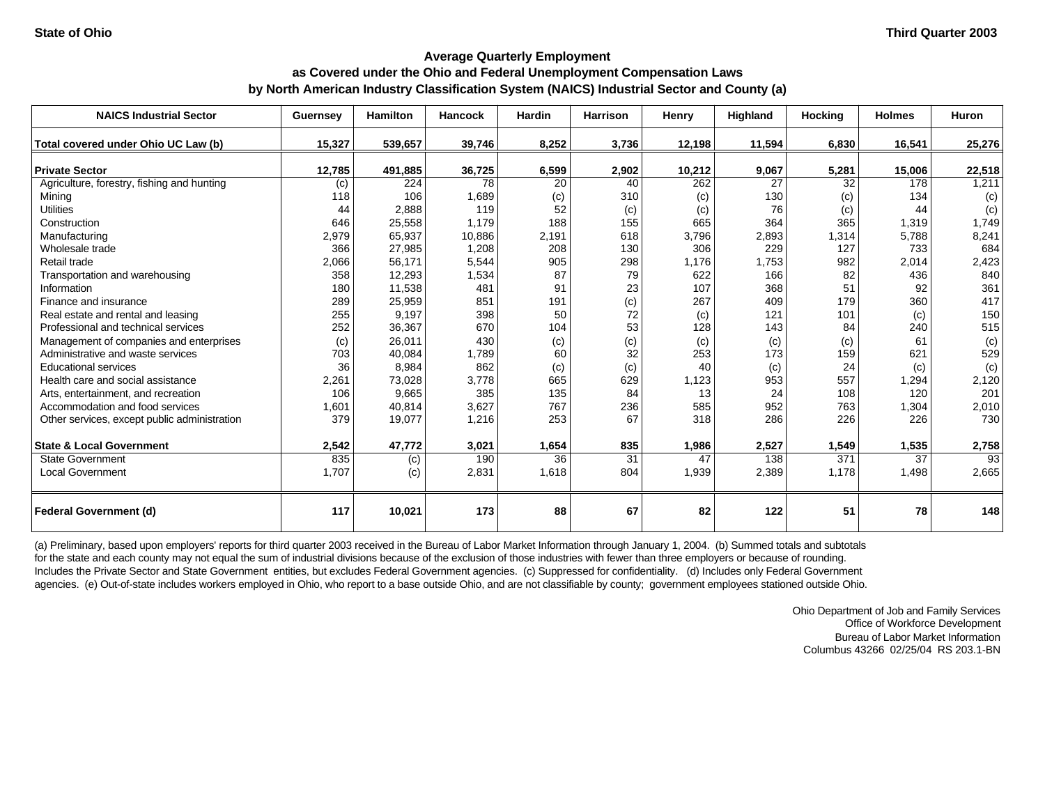State of Ohio — Third Quarter 2003

# Average Quarterly Employment as Covered under the Ohio and Federal Unemployment Compensation Laws by North American Industry Classification System (NAICS) Industrial Sector and County (a)

| NAICS Industrial Sector | Guernsey | Hamilton | Hancock | Hardin | Harrison | Henry | Highland | Hocking | Holmes | Huron |
|---|---|---|---|---|---|---|---|---|---|---|
| **Total covered under Ohio UC Law (b)** | **15,327** | **539,657** | **39,746** | **8,252** | **3,736** | **12,198** | **11,594** | **6,830** | **16,541** | **25,276** |
| **Private Sector** | **12,785** | **491,885** | **36,725** | **6,599** | **2,902** | **10,212** | **9,067** | **5,281** | **15,006** | **22,518** |
| Agriculture, forestry, fishing and hunting | (c) | 224 | 78 | 20 | 40 | 262 | 27 | 32 | 178 | 1,211 |
| Mining | 118 | 106 | 1,689 | (c) | 310 | (c) | 130 | (c) | 134 | (c) |
| Utilities | 44 | 2,888 | 119 | 52 | (c) | (c) | 76 | (c) | 44 | (c) |
| Construction | 646 | 25,558 | 1,179 | 188 | 155 | 665 | 364 | 365 | 1,319 | 1,749 |
| Manufacturing | 2,979 | 65,937 | 10,886 | 2,191 | 618 | 3,796 | 2,893 | 1,314 | 5,788 | 8,241 |
| Wholesale trade | 366 | 27,985 | 1,208 | 208 | 130 | 306 | 229 | 127 | 733 | 684 |
| Retail trade | 2,066 | 56,171 | 5,544 | 905 | 298 | 1,176 | 1,753 | 982 | 2,014 | 2,423 |
| Transportation and warehousing | 358 | 12,293 | 1,534 | 87 | 79 | 622 | 166 | 82 | 436 | 840 |
| Information | 180 | 11,538 | 481 | 91 | 23 | 107 | 368 | 51 | 92 | 361 |
| Finance and insurance | 289 | 25,959 | 851 | 191 | (c) | 267 | 409 | 179 | 360 | 417 |
| Real estate and rental and leasing | 255 | 9,197 | 398 | 50 | 72 | (c) | 121 | 101 | (c) | 150 |
| Professional and technical services | 252 | 36,367 | 670 | 104 | 53 | 128 | 143 | 84 | 240 | 515 |
| Management of companies and enterprises | (c) | 26,011 | 430 | (c) | (c) | (c) | (c) | (c) | 61 | (c) |
| Administrative and waste services | 703 | 40,084 | 1,789 | 60 | 32 | 253 | 173 | 159 | 621 | 529 |
| Educational services | 36 | 8,984 | 862 | (c) | (c) | 40 | (c) | 24 | (c) | (c) |
| Health care and social assistance | 2,261 | 73,028 | 3,778 | 665 | 629 | 1,123 | 953 | 557 | 1,294 | 2,120 |
| Arts, entertainment, and recreation | 106 | 9,665 | 385 | 135 | 84 | 13 | 24 | 108 | 120 | 201 |
| Accommodation and food services | 1,601 | 40,814 | 3,627 | 767 | 236 | 585 | 952 | 763 | 1,304 | 2,010 |
| Other services, except public administration | 379 | 19,077 | 1,216 | 253 | 67 | 318 | 286 | 226 | 226 | 730 |
| **State & Local Government** | **2,542** | **47,772** | **3,021** | **1,654** | **835** | **1,986** | **2,527** | **1,549** | **1,535** | **2,758** |
| State Government | 835 | (c) | 190 | 36 | 31 | 47 | 138 | 371 | 37 | 93 |
| Local Government | 1,707 | (c) | 2,831 | 1,618 | 804 | 1,939 | 2,389 | 1,178 | 1,498 | 2,665 |
| **Federal Government (d)** | **117** | **10,021** | **173** | **88** | **67** | **82** | **122** | **51** | **78** | **148** |

(a) Preliminary, based upon employers' reports for third quarter 2003 received in the Bureau of Labor Market Information through January 1, 2004. (b) Summed totals and subtotals for the state and each county may not equal the sum of industrial divisions because of the exclusion of those industries with fewer than three employers or because of rounding. Includes the Private Sector and State Government entities, but excludes Federal Government agencies. (c) Suppressed for confidentiality. (d) Includes only Federal Government agencies. (e) Out-of-state includes workers employed in Ohio, who report to a base outside Ohio, and are not classifiable by county; government employees stationed outside Ohio.

Ohio Department of Job and Family Services
Office of Workforce Development
Bureau of Labor Market Information
Columbus 43266 02/25/04 RS 203.1-BN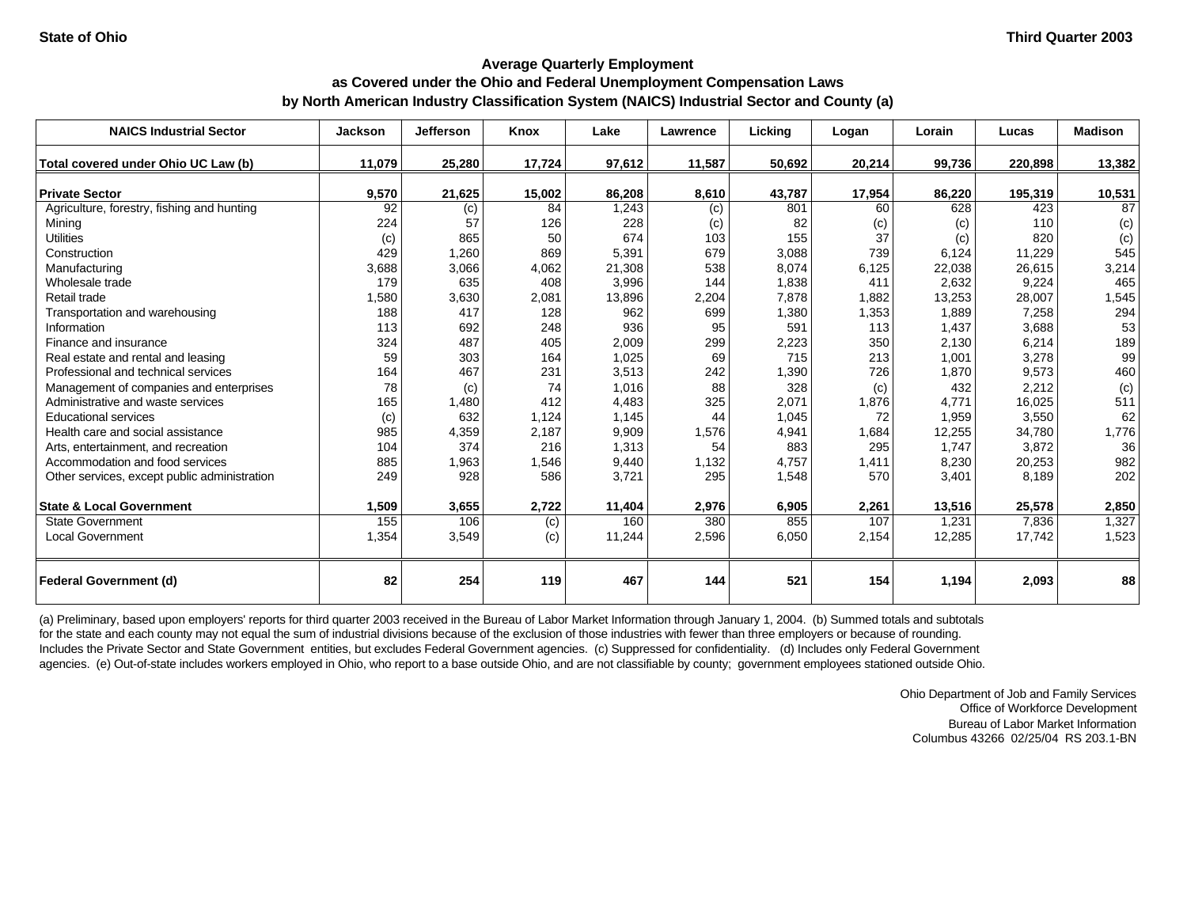State of Ohio — Third Quarter 2003

## Average Quarterly Employment
## as Covered under the Ohio and Federal Unemployment Compensation Laws
## by North American Industry Classification System (NAICS) Industrial Sector and County (a)

| NAICS Industrial Sector | Jackson | Jefferson | Knox | Lake | Lawrence | Licking | Logan | Lorain | Lucas | Madison |
|---|---|---|---|---|---|---|---|---|---|---|
| **Total covered under Ohio UC Law (b)** | **11,079** | **25,280** | **17,724** | **97,612** | **11,587** | **50,692** | **20,214** | **99,736** | **220,898** | **13,382** |
| **Private Sector** | **9,570** | **21,625** | **15,002** | **86,208** | **8,610** | **43,787** | **17,954** | **86,220** | **195,319** | **10,531** |
| Agriculture, forestry, fishing and hunting | 92 | (c) | 84 | 1,243 | (c) | 801 | 60 | 628 | 423 | 87 |
| Mining | 224 | 57 | 126 | 228 | (c) | 82 | (c) | (c) | 110 | (c) |
| Utilities | (c) | 865 | 50 | 674 | 103 | 155 | 37 | (c) | 820 | (c) |
| Construction | 429 | 1,260 | 869 | 5,391 | 679 | 3,088 | 739 | 6,124 | 11,229 | 545 |
| Manufacturing | 3,688 | 3,066 | 4,062 | 21,308 | 538 | 8,074 | 6,125 | 22,038 | 26,615 | 3,214 |
| Wholesale trade | 179 | 635 | 408 | 3,996 | 144 | 1,838 | 411 | 2,632 | 9,224 | 465 |
| Retail trade | 1,580 | 3,630 | 2,081 | 13,896 | 2,204 | 7,878 | 1,882 | 13,253 | 28,007 | 1,545 |
| Transportation and warehousing | 188 | 417 | 128 | 962 | 699 | 1,380 | 1,353 | 1,889 | 7,258 | 294 |
| Information | 113 | 692 | 248 | 936 | 95 | 591 | 113 | 1,437 | 3,688 | 53 |
| Finance and insurance | 324 | 487 | 405 | 2,009 | 299 | 2,223 | 350 | 2,130 | 6,214 | 189 |
| Real estate and rental and leasing | 59 | 303 | 164 | 1,025 | 69 | 715 | 213 | 1,001 | 3,278 | 99 |
| Professional and technical services | 164 | 467 | 231 | 3,513 | 242 | 1,390 | 726 | 1,870 | 9,573 | 460 |
| Management of companies and enterprises | 78 | (c) | 74 | 1,016 | 88 | 328 | (c) | 432 | 2,212 | (c) |
| Administrative and waste services | 165 | 1,480 | 412 | 4,483 | 325 | 2,071 | 1,876 | 4,771 | 16,025 | 511 |
| Educational services | (c) | 632 | 1,124 | 1,145 | 44 | 1,045 | 72 | 1,959 | 3,550 | 62 |
| Health care and social assistance | 985 | 4,359 | 2,187 | 9,909 | 1,576 | 4,941 | 1,684 | 12,255 | 34,780 | 1,776 |
| Arts, entertainment, and recreation | 104 | 374 | 216 | 1,313 | 54 | 883 | 295 | 1,747 | 3,872 | 36 |
| Accommodation and food services | 885 | 1,963 | 1,546 | 9,440 | 1,132 | 4,757 | 1,411 | 8,230 | 20,253 | 982 |
| Other services, except public administration | 249 | 928 | 586 | 3,721 | 295 | 1,548 | 570 | 3,401 | 8,189 | 202 |
| **State & Local Government** | **1,509** | **3,655** | **2,722** | **11,404** | **2,976** | **6,905** | **2,261** | **13,516** | **25,578** | **2,850** |
| State Government | 155 | 106 | (c) | 160 | 380 | 855 | 107 | 1,231 | 7,836 | 1,327 |
| Local Government | 1,354 | 3,549 | (c) | 11,244 | 2,596 | 6,050 | 2,154 | 12,285 | 17,742 | 1,523 |
| **Federal Government (d)** | **82** | **254** | **119** | **467** | **144** | **521** | **154** | **1,194** | **2,093** | **88** |

(a) Preliminary, based upon employers' reports for third quarter 2003 received in the Bureau of Labor Market Information through January 1, 2004. (b) Summed totals and subtotals for the state and each county may not equal the sum of industrial divisions because of the exclusion of those industries with fewer than three employers or because of rounding. Includes the Private Sector and State Government entities, but excludes Federal Government agencies. (c) Suppressed for confidentiality. (d) Includes only Federal Government agencies. (e) Out-of-state includes workers employed in Ohio, who report to a base outside Ohio, and are not classifiable by county; government employees stationed outside Ohio.

Ohio Department of Job and Family Services
Office of Workforce Development
Bureau of Labor Market Information
Columbus 43266 02/25/04 RS 203.1-BN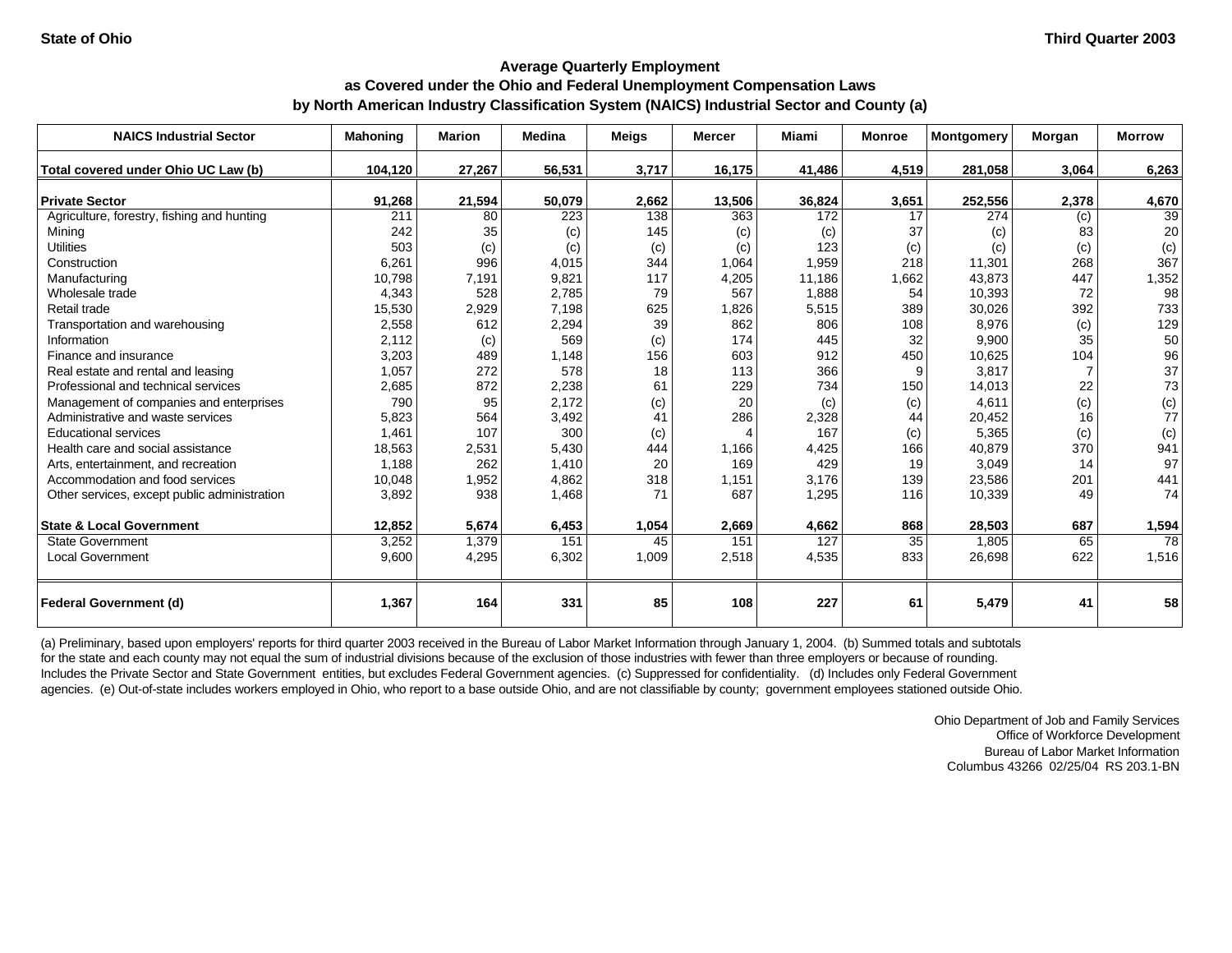State of Ohio | Third Quarter 2003

# Average Quarterly Employment as Covered under the Ohio and Federal Unemployment Compensation Laws by North American Industry Classification System (NAICS) Industrial Sector and County (a)

| NAICS Industrial Sector | Mahoning | Marion | Medina | Meigs | Mercer | Miami | Monroe | Montgomery | Morgan | Morrow |
|---|---|---|---|---|---|---|---|---|---|---|
| **Total covered under Ohio UC Law (b)** | **104,120** | **27,267** | **56,531** | **3,717** | **16,175** | **41,486** | **4,519** | **281,058** | **3,064** | **6,263** |
| **Private Sector** | **91,268** | **21,594** | **50,079** | **2,662** | **13,506** | **36,824** | **3,651** | **252,556** | **2,378** | **4,670** |
| Agriculture, forestry, fishing and hunting | 211 | 80 | 223 | 138 | 363 | 172 | 17 | 274 | (c) | 39 |
| Mining | 242 | 35 | (c) | 145 | (c) | (c) | 37 | (c) | 83 | 20 |
| Utilities | 503 | (c) | (c) | (c) | (c) | 123 | (c) | (c) | (c) | (c) |
| Construction | 6,261 | 996 | 4,015 | 344 | 1,064 | 1,959 | 218 | 11,301 | 268 | 367 |
| Manufacturing | 10,798 | 7,191 | 9,821 | 117 | 4,205 | 11,186 | 1,662 | 43,873 | 447 | 1,352 |
| Wholesale trade | 4,343 | 528 | 2,785 | 79 | 567 | 1,888 | 54 | 10,393 | 72 | 98 |
| Retail trade | 15,530 | 2,929 | 7,198 | 625 | 1,826 | 5,515 | 389 | 30,026 | 392 | 733 |
| Transportation and warehousing | 2,558 | 612 | 2,294 | 39 | 862 | 806 | 108 | 8,976 | (c) | 129 |
| Information | 2,112 | (c) | 569 | (c) | 174 | 445 | 32 | 9,900 | 35 | 50 |
| Finance and insurance | 3,203 | 489 | 1,148 | 156 | 603 | 912 | 450 | 10,625 | 104 | 96 |
| Real estate and rental and leasing | 1,057 | 272 | 578 | 18 | 113 | 366 | 9 | 3,817 | 7 | 37 |
| Professional and technical services | 2,685 | 872 | 2,238 | 61 | 229 | 734 | 150 | 14,013 | 22 | 73 |
| Management of companies and enterprises | 790 | 95 | 2,172 | (c) | 20 | (c) | (c) | 4,611 | (c) | (c) |
| Administrative and waste services | 5,823 | 564 | 3,492 | 41 | 286 | 2,328 | 44 | 20,452 | 16 | 77 |
| Educational services | 1,461 | 107 | 300 | (c) | 4 | 167 | (c) | 5,365 | (c) | (c) |
| Health care and social assistance | 18,563 | 2,531 | 5,430 | 444 | 1,166 | 4,425 | 166 | 40,879 | 370 | 941 |
| Arts, entertainment, and recreation | 1,188 | 262 | 1,410 | 20 | 169 | 429 | 19 | 3,049 | 14 | 97 |
| Accommodation and food services | 10,048 | 1,952 | 4,862 | 318 | 1,151 | 3,176 | 139 | 23,586 | 201 | 441 |
| Other services, except public administration | 3,892 | 938 | 1,468 | 71 | 687 | 1,295 | 116 | 10,339 | 49 | 74 |
| **State & Local Government** | **12,852** | **5,674** | **6,453** | **1,054** | **2,669** | **4,662** | **868** | **28,503** | **687** | **1,594** |
| State Government | 3,252 | 1,379 | 151 | 45 | 151 | 127 | 35 | 1,805 | 65 | 78 |
| Local Government | 9,600 | 4,295 | 6,302 | 1,009 | 2,518 | 4,535 | 833 | 26,698 | 622 | 1,516 |
| **Federal Government (d)** | **1,367** | **164** | **331** | **85** | **108** | **227** | **61** | **5,479** | **41** | **58** |

(a) Preliminary, based upon employers' reports for third quarter 2003 received in the Bureau of Labor Market Information through January 1, 2004. (b) Summed totals and subtotals for the state and each county may not equal the sum of industrial divisions because of the exclusion of those industries with fewer than three employers or because of rounding. Includes the Private Sector and State Government entities, but excludes Federal Government agencies. (c) Suppressed for confidentiality. (d) Includes only Federal Government agencies. (e) Out-of-state includes workers employed in Ohio, who report to a base outside Ohio, and are not classifiable by county; government employees stationed outside Ohio.

Ohio Department of Job and Family Services
Office of Workforce Development
Bureau of Labor Market Information
Columbus 43266 02/25/04 RS 203.1-BN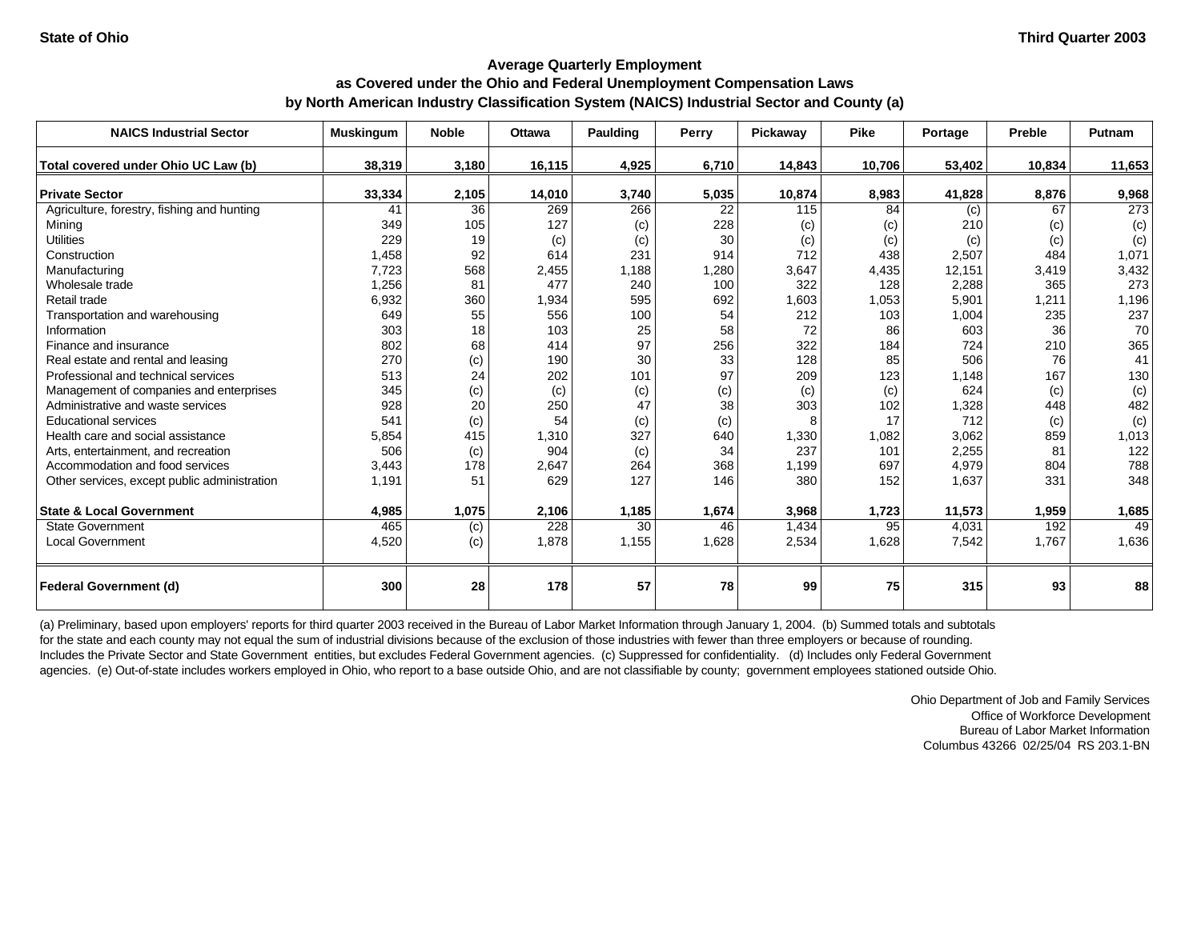**State of Ohio** **Third Quarter 2003**

## Average Quarterly Employment
## as Covered under the Ohio and Federal Unemployment Compensation Laws
## by North American Industry Classification System (NAICS) Industrial Sector and County (a)

| NAICS Industrial Sector | Muskingum | Noble | Ottawa | Paulding | Perry | Pickaway | Pike | Portage | Preble | Putnam |
|---|---|---|---|---|---|---|---|---|---|---|
| **Total covered under Ohio UC Law (b)** | **38,319** | **3,180** | **16,115** | **4,925** | **6,710** | **14,843** | **10,706** | **53,402** | **10,834** | **11,653** |
| **Private Sector** | **33,334** | **2,105** | **14,010** | **3,740** | **5,035** | **10,874** | **8,983** | **41,828** | **8,876** | **9,968** |
| Agriculture, forestry, fishing and hunting | 41 | 36 | 269 | 266 | 22 | 115 | 84 | (c) | 67 | 273 |
| Mining | 349 | 105 | 127 | (c) | 228 | (c) | (c) | 210 | (c) | (c) |
| Utilities | 229 | 19 | (c) | (c) | 30 | (c) | (c) | (c) | (c) | (c) |
| Construction | 1,458 | 92 | 614 | 231 | 914 | 712 | 438 | 2,507 | 484 | 1,071 |
| Manufacturing | 7,723 | 568 | 2,455 | 1,188 | 1,280 | 3,647 | 4,435 | 12,151 | 3,419 | 3,432 |
| Wholesale trade | 1,256 | 81 | 477 | 240 | 100 | 322 | 128 | 2,288 | 365 | 273 |
| Retail trade | 6,932 | 360 | 1,934 | 595 | 692 | 1,603 | 1,053 | 5,901 | 1,211 | 1,196 |
| Transportation and warehousing | 649 | 55 | 556 | 100 | 54 | 212 | 103 | 1,004 | 235 | 237 |
| Information | 303 | 18 | 103 | 25 | 58 | 72 | 86 | 603 | 36 | 70 |
| Finance and insurance | 802 | 68 | 414 | 97 | 256 | 322 | 184 | 724 | 210 | 365 |
| Real estate and rental and leasing | 270 | (c) | 190 | 30 | 33 | 128 | 85 | 506 | 76 | 41 |
| Professional and technical services | 513 | 24 | 202 | 101 | 97 | 209 | 123 | 1,148 | 167 | 130 |
| Management of companies and enterprises | 345 | (c) | (c) | (c) | (c) | (c) | (c) | 624 | (c) | (c) |
| Administrative and waste services | 928 | 20 | 250 | 47 | 38 | 303 | 102 | 1,328 | 448 | 482 |
| Educational services | 541 | (c) | 54 | (c) | (c) | 8 | 17 | 712 | (c) | (c) |
| Health care and social assistance | 5,854 | 415 | 1,310 | 327 | 640 | 1,330 | 1,082 | 3,062 | 859 | 1,013 |
| Arts, entertainment, and recreation | 506 | (c) | 904 | (c) | 34 | 237 | 101 | 2,255 | 81 | 122 |
| Accommodation and food services | 3,443 | 178 | 2,647 | 264 | 368 | 1,199 | 697 | 4,979 | 804 | 788 |
| Other services, except public administration | 1,191 | 51 | 629 | 127 | 146 | 380 | 152 | 1,637 | 331 | 348 |
| **State & Local Government** | **4,985** | **1,075** | **2,106** | **1,185** | **1,674** | **3,968** | **1,723** | **11,573** | **1,959** | **1,685** |
| State Government | 465 | (c) | 228 | 30 | 46 | 1,434 | 95 | 4,031 | 192 | 49 |
| Local Government | 4,520 | (c) | 1,878 | 1,155 | 1,628 | 2,534 | 1,628 | 7,542 | 1,767 | 1,636 |
| **Federal Government (d)** | **300** | **28** | **178** | **57** | **78** | **99** | **75** | **315** | **93** | **88** |

(a) Preliminary, based upon employers' reports for third quarter 2003 received in the Bureau of Labor Market Information through January 1, 2004. (b) Summed totals and subtotals for the state and each county may not equal the sum of industrial divisions because of the exclusion of those industries with fewer than three employers or because of rounding. Includes the Private Sector and State Government entities, but excludes Federal Government agencies. (c) Suppressed for confidentiality. (d) Includes only Federal Government agencies. (e) Out-of-state includes workers employed in Ohio, who report to a base outside Ohio, and are not classifiable by county; government employees stationed outside Ohio.

Ohio Department of Job and Family Services
Office of Workforce Development
Bureau of Labor Market Information
Columbus 43266 02/25/04 RS 203.1-BN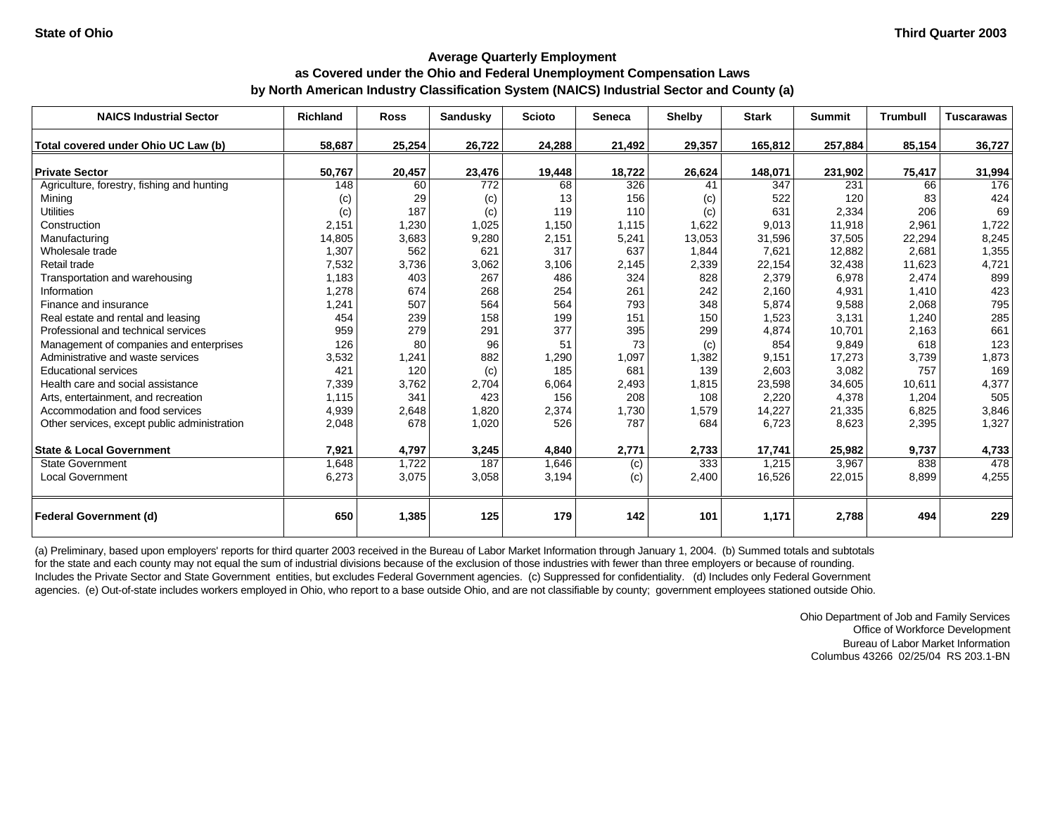State of Ohio | Third Quarter 2003

## Average Quarterly Employment as Covered under the Ohio and Federal Unemployment Compensation Laws by North American Industry Classification System (NAICS) Industrial Sector and County (a)

| NAICS Industrial Sector | Richland | Ross | Sandusky | Scioto | Seneca | Shelby | Stark | Summit | Trumbull | Tuscarawas |
|---|---|---|---|---|---|---|---|---|---|---|
| **Total covered under Ohio UC Law (b)** | **58,687** | **25,254** | **26,722** | **24,288** | **21,492** | **29,357** | **165,812** | **257,884** | **85,154** | **36,727** |
| **Private Sector** | **50,767** | **20,457** | **23,476** | **19,448** | **18,722** | **26,624** | **148,071** | **231,902** | **75,417** | **31,994** |
| Agriculture, forestry, fishing and hunting | 148 | 60 | 772 | 68 | 326 | 41 | 347 | 231 | 66 | 176 |
| Mining | (c) | 29 | (c) | 13 | 156 | (c) | 522 | 120 | 83 | 424 |
| Utilities | (c) | 187 | (c) | 119 | 110 | (c) | 631 | 2,334 | 206 | 69 |
| Construction | 2,151 | 1,230 | 1,025 | 1,150 | 1,115 | 1,622 | 9,013 | 11,918 | 2,961 | 1,722 |
| Manufacturing | 14,805 | 3,683 | 9,280 | 2,151 | 5,241 | 13,053 | 31,596 | 37,505 | 22,294 | 8,245 |
| Wholesale trade | 1,307 | 562 | 621 | 317 | 637 | 1,844 | 7,621 | 12,882 | 2,681 | 1,355 |
| Retail trade | 7,532 | 3,736 | 3,062 | 3,106 | 2,145 | 2,339 | 22,154 | 32,438 | 11,623 | 4,721 |
| Transportation and warehousing | 1,183 | 403 | 267 | 486 | 324 | 828 | 2,379 | 6,978 | 2,474 | 899 |
| Information | 1,278 | 674 | 268 | 254 | 261 | 242 | 2,160 | 4,931 | 1,410 | 423 |
| Finance and insurance | 1,241 | 507 | 564 | 564 | 793 | 348 | 5,874 | 9,588 | 2,068 | 795 |
| Real estate and rental and leasing | 454 | 239 | 158 | 199 | 151 | 150 | 1,523 | 3,131 | 1,240 | 285 |
| Professional and technical services | 959 | 279 | 291 | 377 | 395 | 299 | 4,874 | 10,701 | 2,163 | 661 |
| Management of companies and enterprises | 126 | 80 | 96 | 51 | 73 | (c) | 854 | 9,849 | 618 | 123 |
| Administrative and waste services | 3,532 | 1,241 | 882 | 1,290 | 1,097 | 1,382 | 9,151 | 17,273 | 3,739 | 1,873 |
| Educational services | 421 | 120 | (c) | 185 | 681 | 139 | 2,603 | 3,082 | 757 | 169 |
| Health care and social assistance | 7,339 | 3,762 | 2,704 | 6,064 | 2,493 | 1,815 | 23,598 | 34,605 | 10,611 | 4,377 |
| Arts, entertainment, and recreation | 1,115 | 341 | 423 | 156 | 208 | 108 | 2,220 | 4,378 | 1,204 | 505 |
| Accommodation and food services | 4,939 | 2,648 | 1,820 | 2,374 | 1,730 | 1,579 | 14,227 | 21,335 | 6,825 | 3,846 |
| Other services, except public administration | 2,048 | 678 | 1,020 | 526 | 787 | 684 | 6,723 | 8,623 | 2,395 | 1,327 |
| **State & Local Government** | **7,921** | **4,797** | **3,245** | **4,840** | **2,771** | **2,733** | **17,741** | **25,982** | **9,737** | **4,733** |
| State Government | 1,648 | 1,722 | 187 | 1,646 | (c) | 333 | 1,215 | 3,967 | 838 | 478 |
| Local Government | 6,273 | 3,075 | 3,058 | 3,194 | (c) | 2,400 | 16,526 | 22,015 | 8,899 | 4,255 |
| **Federal Government (d)** | **650** | **1,385** | **125** | **179** | **142** | **101** | **1,171** | **2,788** | **494** | **229** |

(a) Preliminary, based upon employers' reports for third quarter 2003 received in the Bureau of Labor Market Information through January 1, 2004. (b) Summed totals and subtotals for the state and each county may not equal the sum of industrial divisions because of the exclusion of those industries with fewer than three employers or because of rounding. Includes the Private Sector and State Government entities, but excludes Federal Government agencies. (c) Suppressed for confidentiality. (d) Includes only Federal Government agencies. (e) Out-of-state includes workers employed in Ohio, who report to a base outside Ohio, and are not classifiable by county; government employees stationed outside Ohio.

Ohio Department of Job and Family Services
Office of Workforce Development
Bureau of Labor Market Information
Columbus 43266 02/25/04 RS 203.1-BN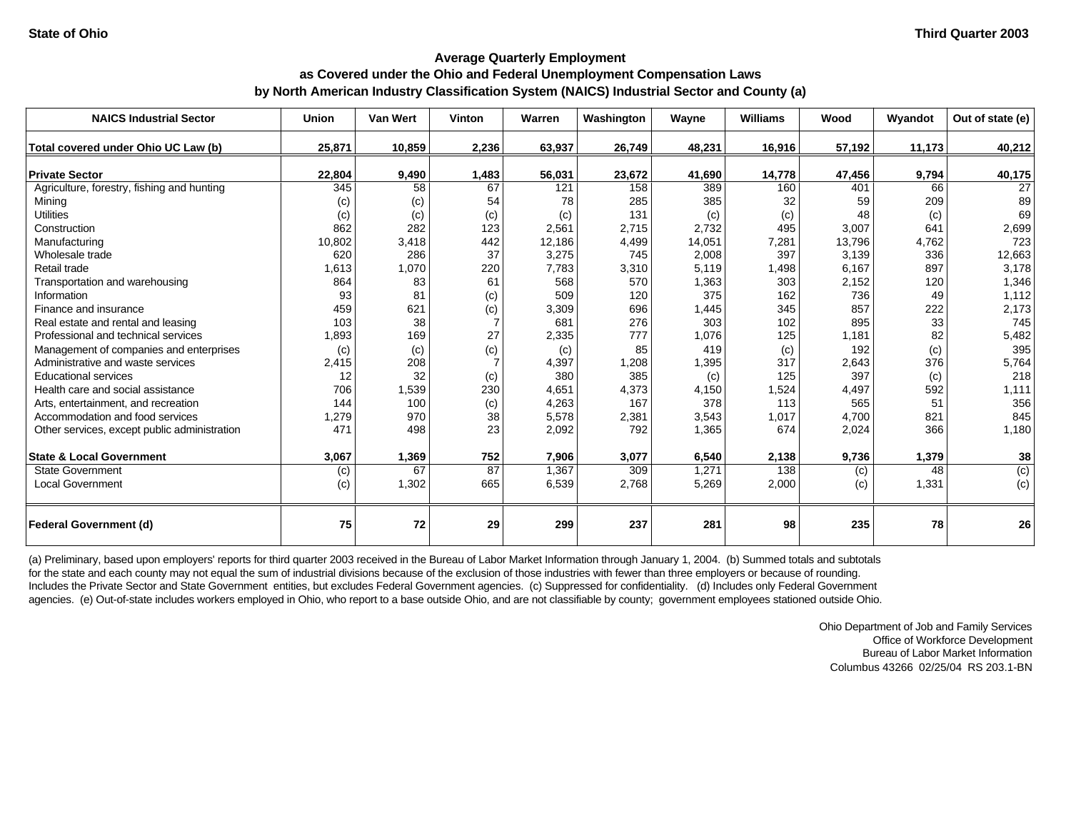**State of Ohio** **Third Quarter 2003**

### Average Quarterly Employment
### as Covered under the Ohio and Federal Unemployment Compensation Laws
### by North American Industry Classification System (NAICS) Industrial Sector and County (a)

| NAICS Industrial Sector | Union | Van Wert | Vinton | Warren | Washington | Wayne | Williams | Wood | Wyandot | Out of state (e) |
|---|---|---|---|---|---|---|---|---|---|---|
| **Total covered under Ohio UC Law (b)** | **25,871** | **10,859** | **2,236** | **63,937** | **26,749** | **48,231** | **16,916** | **57,192** | **11,173** | **40,212** |
| **Private Sector** | **22,804** | **9,490** | **1,483** | **56,031** | **23,672** | **41,690** | **14,778** | **47,456** | **9,794** | **40,175** |
| Agriculture, forestry, fishing and hunting | 345 | 58 | 67 | 121 | 158 | 389 | 160 | 401 | 66 | 27 |
| Mining | (c) | (c) | 54 | 78 | 285 | 385 | 32 | 59 | 209 | 89 |
| Utilities | (c) | (c) | (c) | (c) | 131 | (c) | (c) | 48 | (c) | 69 |
| Construction | 862 | 282 | 123 | 2,561 | 2,715 | 2,732 | 495 | 3,007 | 641 | 2,699 |
| Manufacturing | 10,802 | 3,418 | 442 | 12,186 | 4,499 | 14,051 | 7,281 | 13,796 | 4,762 | 723 |
| Wholesale trade | 620 | 286 | 37 | 3,275 | 745 | 2,008 | 397 | 3,139 | 336 | 12,663 |
| Retail trade | 1,613 | 1,070 | 220 | 7,783 | 3,310 | 5,119 | 1,498 | 6,167 | 897 | 3,178 |
| Transportation and warehousing | 864 | 83 | 61 | 568 | 570 | 1,363 | 303 | 2,152 | 120 | 1,346 |
| Information | 93 | 81 | (c) | 509 | 120 | 375 | 162 | 736 | 49 | 1,112 |
| Finance and insurance | 459 | 621 | (c) | 3,309 | 696 | 1,445 | 345 | 857 | 222 | 2,173 |
| Real estate and rental and leasing | 103 | 38 | 7 | 681 | 276 | 303 | 102 | 895 | 33 | 745 |
| Professional and technical services | 1,893 | 169 | 27 | 2,335 | 777 | 1,076 | 125 | 1,181 | 82 | 5,482 |
| Management of companies and enterprises | (c) | (c) | (c) | (c) | 85 | 419 | (c) | 192 | (c) | 395 |
| Administrative and waste services | 2,415 | 208 | 7 | 4,397 | 1,208 | 1,395 | 317 | 2,643 | 376 | 5,764 |
| Educational services | 12 | 32 | (c) | 380 | 385 | (c) | 125 | 397 | (c) | 218 |
| Health care and social assistance | 706 | 1,539 | 230 | 4,651 | 4,373 | 4,150 | 1,524 | 4,497 | 592 | 1,111 |
| Arts, entertainment, and recreation | 144 | 100 | (c) | 4,263 | 167 | 378 | 113 | 565 | 51 | 356 |
| Accommodation and food services | 1,279 | 970 | 38 | 5,578 | 2,381 | 3,543 | 1,017 | 4,700 | 821 | 845 |
| Other services, except public administration | 471 | 498 | 23 | 2,092 | 792 | 1,365 | 674 | 2,024 | 366 | 1,180 |
| **State & Local Government** | **3,067** | **1,369** | **752** | **7,906** | **3,077** | **6,540** | **2,138** | **9,736** | **1,379** | **38** |
| State Government | (c) | 67 | 87 | 1,367 | 309 | 1,271 | 138 | (c) | 48 | (c) |
| Local Government | (c) | 1,302 | 665 | 6,539 | 2,768 | 5,269 | 2,000 | (c) | 1,331 | (c) |
| **Federal Government (d)** | **75** | **72** | **29** | **299** | **237** | **281** | **98** | **235** | **78** | **26** |

(a) Preliminary, based upon employers' reports for third quarter 2003 received in the Bureau of Labor Market Information through January 1, 2004. (b) Summed totals and subtotals for the state and each county may not equal the sum of industrial divisions because of the exclusion of those industries with fewer than three employers or because of rounding. Includes the Private Sector and State Government entities, but excludes Federal Government agencies. (c) Suppressed for confidentiality. (d) Includes only Federal Government agencies. (e) Out-of-state includes workers employed in Ohio, who report to a base outside Ohio, and are not classifiable by county; government employees stationed outside Ohio.

Ohio Department of Job and Family Services
Office of Workforce Development
Bureau of Labor Market Information
Columbus 43266 02/25/04 RS 203.1-BN